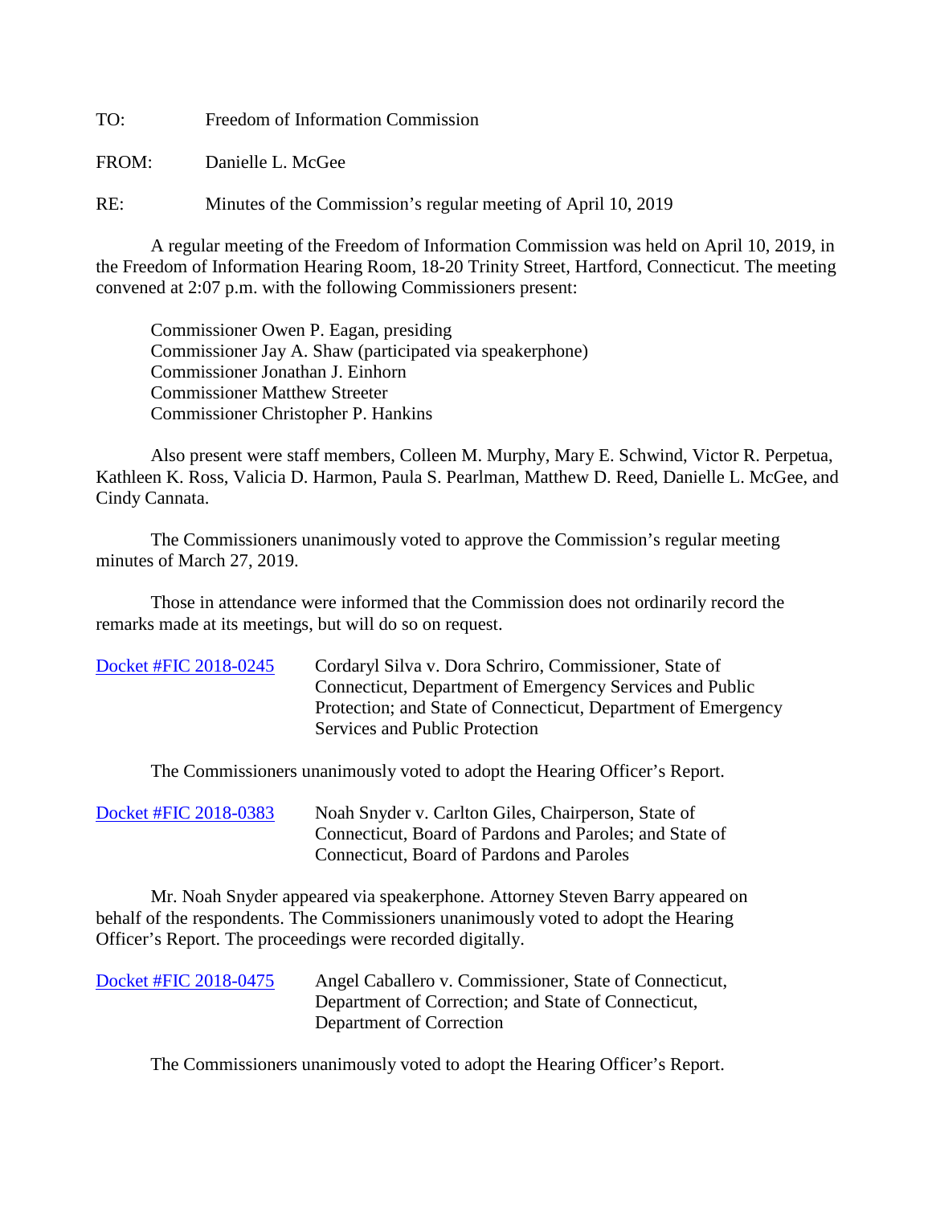TO: Freedom of Information Commission

FROM: Danielle L. McGee

RE: Minutes of the Commission's regular meeting of April 10, 2019

A regular meeting of the Freedom of Information Commission was held on April 10, 2019, in the Freedom of Information Hearing Room, 18-20 Trinity Street, Hartford, Connecticut. The meeting convened at 2:07 p.m. with the following Commissioners present:

Commissioner Owen P. Eagan, presiding
Commissioner Jay A. Shaw (participated via speakerphone)
Commissioner Jonathan J. Einhorn
Commissioner Matthew Streeter
Commissioner Christopher P. Hankins

Also present were staff members, Colleen M. Murphy, Mary E. Schwind, Victor R. Perpetua, Kathleen K. Ross, Valicia D. Harmon, Paula S. Pearlman, Matthew D. Reed, Danielle L. McGee, and Cindy Cannata.

The Commissioners unanimously voted to approve the Commission's regular meeting minutes of March 27, 2019.

Those in attendance were informed that the Commission does not ordinarily record the remarks made at its meetings, but will do so on request.

Docket #FIC 2018-0245 — Cordaryl Silva v. Dora Schriro, Commissioner, State of Connecticut, Department of Emergency Services and Public Protection; and State of Connecticut, Department of Emergency Services and Public Protection

The Commissioners unanimously voted to adopt the Hearing Officer's Report.

Docket #FIC 2018-0383 — Noah Snyder v. Carlton Giles, Chairperson, State of Connecticut, Board of Pardons and Paroles; and State of Connecticut, Board of Pardons and Paroles

Mr. Noah Snyder appeared via speakerphone. Attorney Steven Barry appeared on behalf of the respondents. The Commissioners unanimously voted to adopt the Hearing Officer's Report. The proceedings were recorded digitally.

Docket #FIC 2018-0475 — Angel Caballero v. Commissioner, State of Connecticut, Department of Correction; and State of Connecticut, Department of Correction

The Commissioners unanimously voted to adopt the Hearing Officer's Report.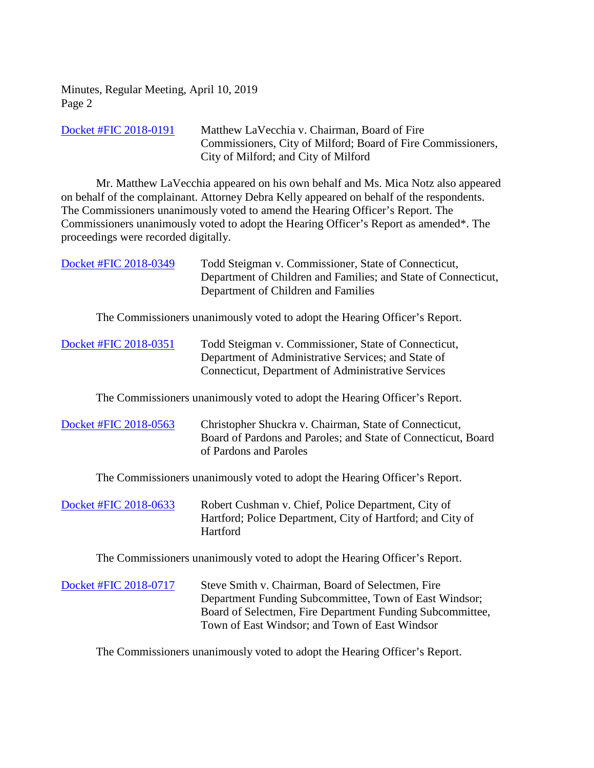Docket #FIC 2018-0191 Matthew LaVecchia v. Chairman, Board of Fire Commissioners, City of Milford; Board of Fire Commissioners, City of Milford; and City of Milford

Mr. Matthew LaVecchia appeared on his own behalf and Ms. Mica Notz also appeared on behalf of the complainant. Attorney Debra Kelly appeared on behalf of the respondents. The Commissioners unanimously voted to amend the Hearing Officer's Report. The Commissioners unanimously voted to adopt the Hearing Officer's Report as amended*. The proceedings were recorded digitally.

Docket #FIC 2018-0349 Todd Steigman v. Commissioner, State of Connecticut, Department of Children and Families; and State of Connecticut, Department of Children and Families

The Commissioners unanimously voted to adopt the Hearing Officer's Report.

Docket #FIC 2018-0351 Todd Steigman v. Commissioner, State of Connecticut, Department of Administrative Services; and State of Connecticut, Department of Administrative Services

The Commissioners unanimously voted to adopt the Hearing Officer's Report.

Docket #FIC 2018-0563 Christopher Shuckra v. Chairman, State of Connecticut, Board of Pardons and Paroles; and State of Connecticut, Board of Pardons and Paroles

The Commissioners unanimously voted to adopt the Hearing Officer's Report.

Docket #FIC 2018-0633 Robert Cushman v. Chief, Police Department, City of Hartford; Police Department, City of Hartford; and City of Hartford

The Commissioners unanimously voted to adopt the Hearing Officer's Report.

Docket #FIC 2018-0717 Steve Smith v. Chairman, Board of Selectmen, Fire Department Funding Subcommittee, Town of East Windsor; Board of Selectmen, Fire Department Funding Subcommittee, Town of East Windsor; and Town of East Windsor

The Commissioners unanimously voted to adopt the Hearing Officer's Report.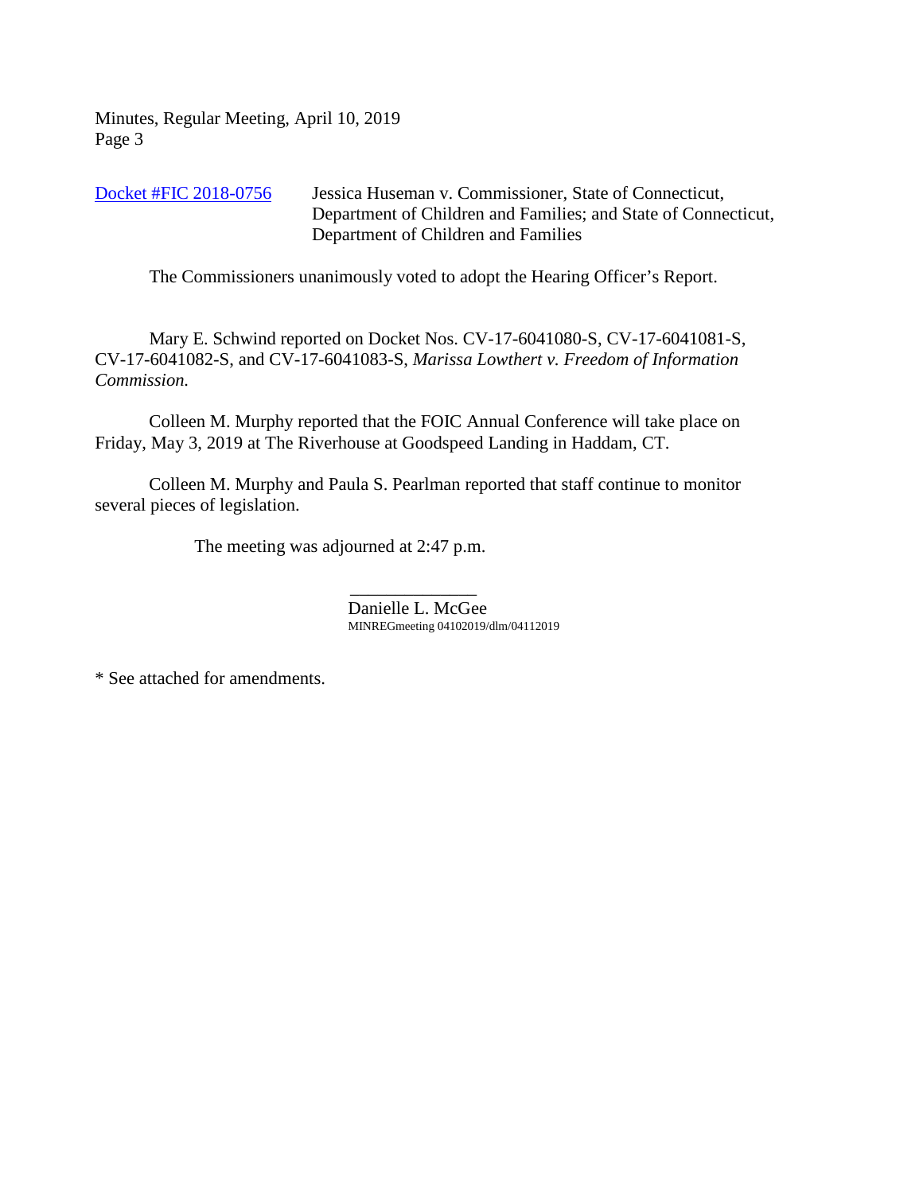[Docket #FIC 2018-0756] Jessica Huseman v. Commissioner, State of Connecticut, Department of Children and Families; and State of Connecticut, Department of Children and Families

The Commissioners unanimously voted to adopt the Hearing Officer's Report.

Mary E. Schwind reported on Docket Nos. CV-17-6041080-S, CV-17-6041081-S, CV-17-6041082-S, and CV-17-6041083-S, *Marissa Lowthert v. Freedom of Information Commission.*

Colleen M. Murphy reported that the FOIC Annual Conference will take place on Friday, May 3, 2019 at The Riverhouse at Goodspeed Landing in Haddam, CT.

Colleen M. Murphy and Paula S. Pearlman reported that staff continue to monitor several pieces of legislation.

The meeting was adjourned at 2:47 p.m.

______________

Danielle L. McGee

MINREGmeeting 04102019/dlm/04112019

* See attached for amendments.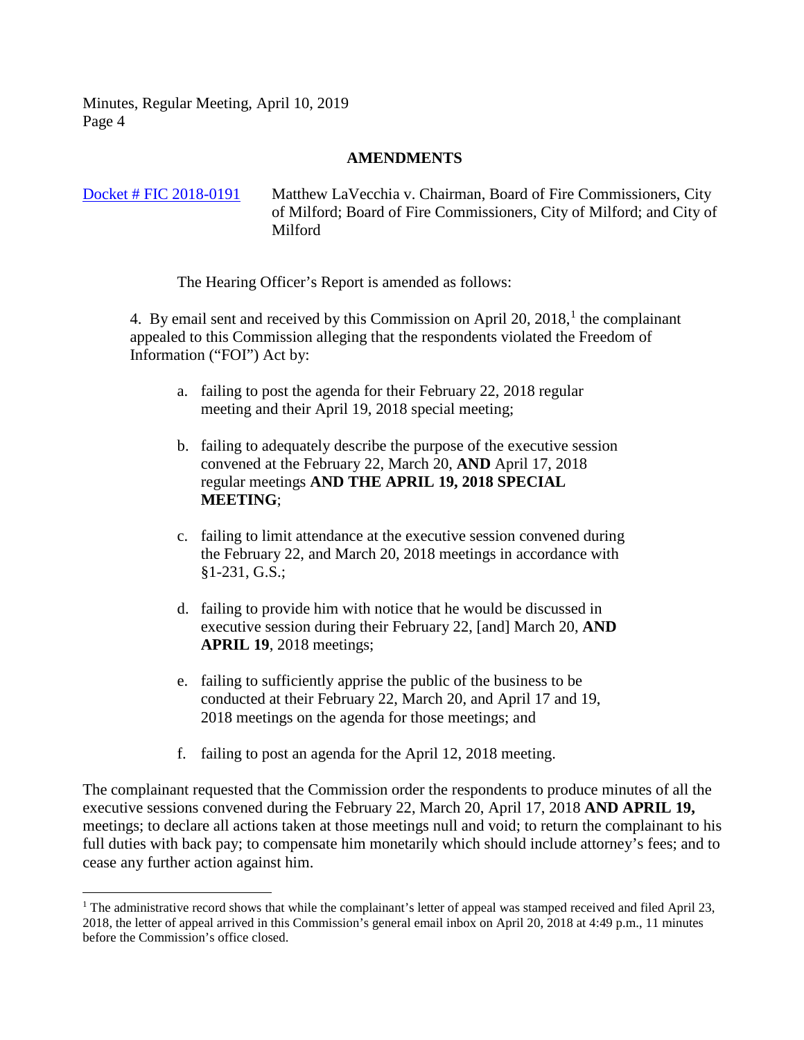## AMENDMENTS

Docket # FIC 2018-0191 — Matthew LaVecchia v. Chairman, Board of Fire Commissioners, City of Milford; Board of Fire Commissioners, City of Milford; and City of Milford

The Hearing Officer's Report is amended as follows:

4. By email sent and received by this Commission on April 20, 2018,[1] the complainant appealed to this Commission alleging that the respondents violated the Freedom of Information ("FOI") Act by:

   a. failing to post the agenda for their February 22, 2018 regular meeting and their April 19, 2018 special meeting;

   b. failing to adequately describe the purpose of the executive session convened at the February 22, March 20, **AND** April 17, 2018 regular meetings **AND THE APRIL 19, 2018 SPECIAL MEETING**;

   c. failing to limit attendance at the executive session convened during the February 22, and March 20, 2018 meetings in accordance with §1-231, G.S.;

   d. failing to provide him with notice that he would be discussed in executive session during their February 22, [and] March 20, **AND APRIL 19**, 2018 meetings;

   e. failing to sufficiently apprise the public of the business to be conducted at their February 22, March 20, and April 17 and 19, 2018 meetings on the agenda for those meetings; and

   f. failing to post an agenda for the April 12, 2018 meeting.

The complainant requested that the Commission order the respondents to produce minutes of all the executive sessions convened during the February 22, March 20, April 17, 2018 **AND APRIL 19,** meetings; to declare all actions taken at those meetings null and void; to return the complainant to his full duties with back pay; to compensate him monetarily which should include attorney's fees; and to cease any further action against him.

---

[1] The administrative record shows that while the complainant's letter of appeal was stamped received and filed April 23, 2018, the letter of appeal arrived in this Commission's general email inbox on April 20, 2018 at 4:49 p.m., 11 minutes before the Commission's office closed.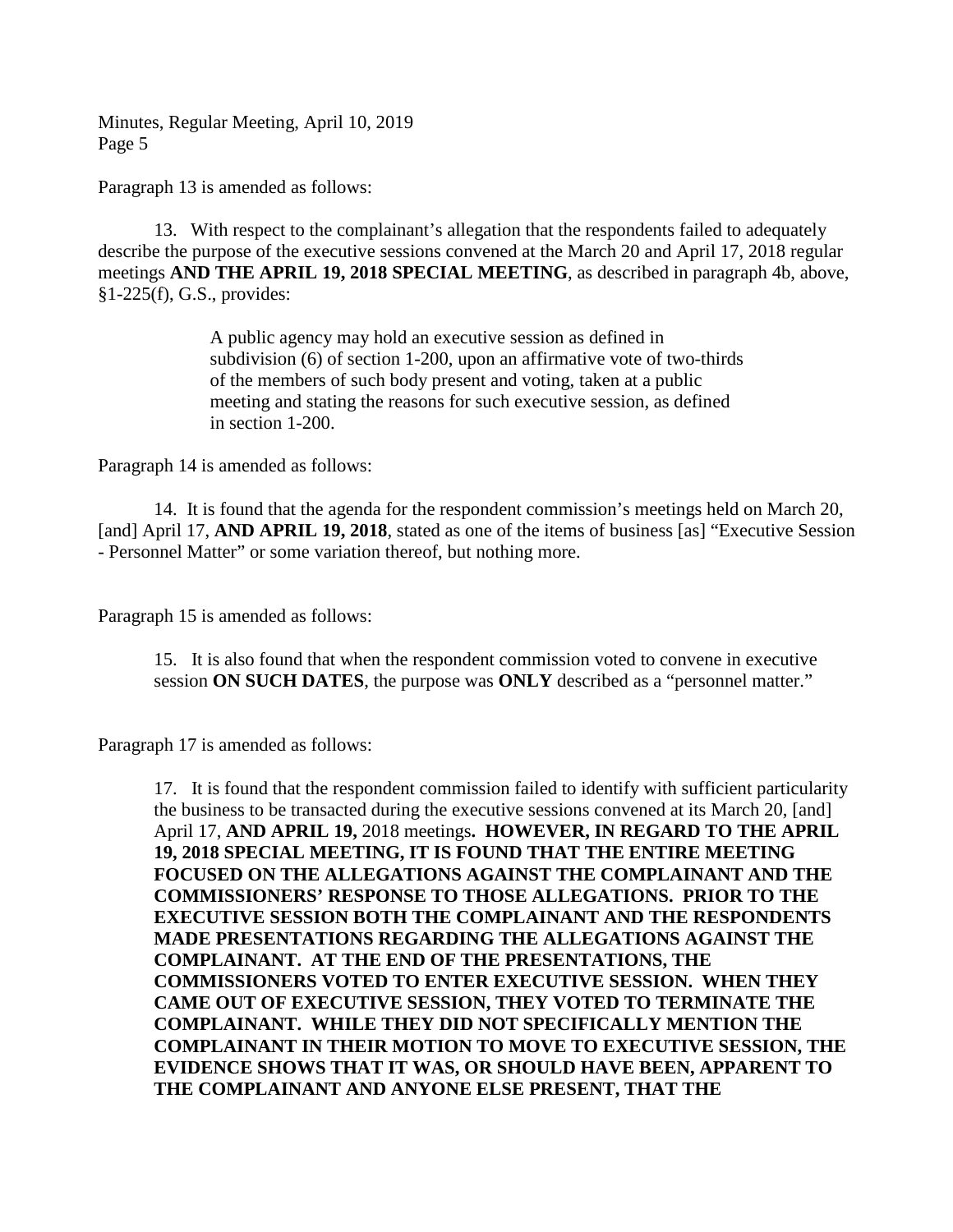Paragraph 13 is amended as follows:

13. With respect to the complainant's allegation that the respondents failed to adequately describe the purpose of the executive sessions convened at the March 20 and April 17, 2018 regular meetings **AND THE APRIL 19, 2018 SPECIAL MEETING**, as described in paragraph 4b, above, §1-225(f), G.S., provides:

> A public agency may hold an executive session as defined in subdivision (6) of section 1-200, upon an affirmative vote of two-thirds of the members of such body present and voting, taken at a public meeting and stating the reasons for such executive session, as defined in section 1-200.

Paragraph 14 is amended as follows:

14. It is found that the agenda for the respondent commission's meetings held on March 20, [and] April 17, **AND APRIL 19, 2018**, stated as one of the items of business [as] "Executive Session - Personnel Matter" or some variation thereof, but nothing more.

Paragraph 15 is amended as follows:

> 15. It is also found that when the respondent commission voted to convene in executive session **ON SUCH DATES**, the purpose was **ONLY** described as a "personnel matter."

Paragraph 17 is amended as follows:

> 17. It is found that the respondent commission failed to identify with sufficient particularity the business to be transacted during the executive sessions convened at its March 20, [and] April 17, **AND APRIL 19,** 2018 meetings**. HOWEVER, IN REGARD TO THE APRIL 19, 2018 SPECIAL MEETING, IT IS FOUND THAT THE ENTIRE MEETING FOCUSED ON THE ALLEGATIONS AGAINST THE COMPLAINANT AND THE COMMISSIONERS' RESPONSE TO THOSE ALLEGATIONS. PRIOR TO THE EXECUTIVE SESSION BOTH THE COMPLAINANT AND THE RESPONDENTS MADE PRESENTATIONS REGARDING THE ALLEGATIONS AGAINST THE COMPLAINANT. AT THE END OF THE PRESENTATIONS, THE COMMISSIONERS VOTED TO ENTER EXECUTIVE SESSION. WHEN THEY CAME OUT OF EXECUTIVE SESSION, THEY VOTED TO TERMINATE THE COMPLAINANT. WHILE THEY DID NOT SPECIFICALLY MENTION THE COMPLAINANT IN THEIR MOTION TO MOVE TO EXECUTIVE SESSION, THE EVIDENCE SHOWS THAT IT WAS, OR SHOULD HAVE BEEN, APPARENT TO THE COMPLAINANT AND ANYONE ELSE PRESENT, THAT THE**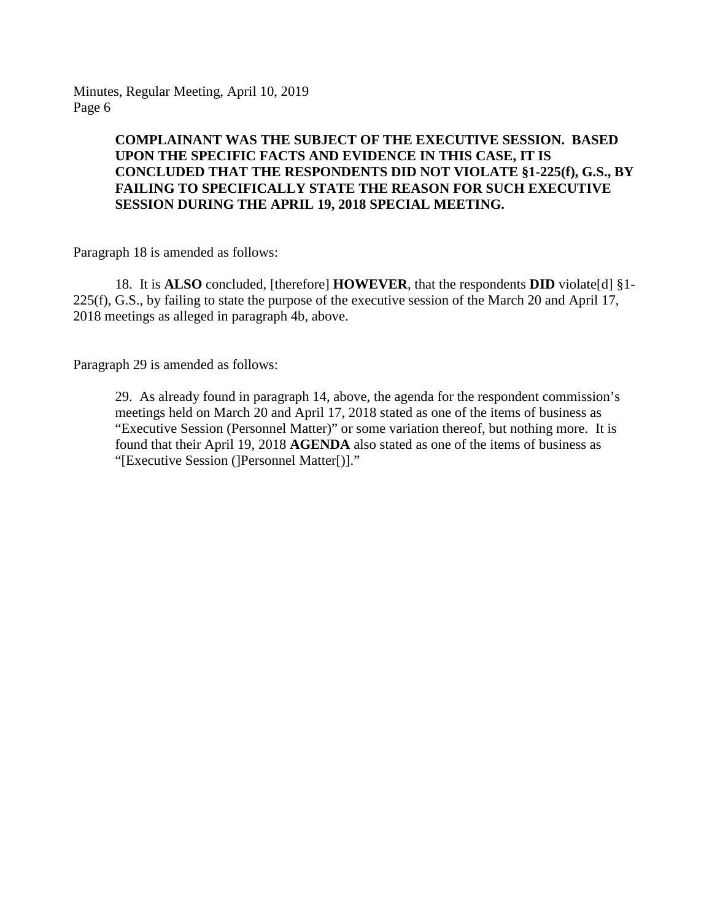**COMPLAINANT WAS THE SUBJECT OF THE EXECUTIVE SESSION. BASED UPON THE SPECIFIC FACTS AND EVIDENCE IN THIS CASE, IT IS CONCLUDED THAT THE RESPONDENTS DID NOT VIOLATE §1-225(f), G.S., BY FAILING TO SPECIFICALLY STATE THE REASON FOR SUCH EXECUTIVE SESSION DURING THE APRIL 19, 2018 SPECIAL MEETING.**

Paragraph 18 is amended as follows:

18. It is **ALSO** concluded, [therefore] **HOWEVER**, that the respondents **DID** violate[d] §1-225(f), G.S., by failing to state the purpose of the executive session of the March 20 and April 17, 2018 meetings as alleged in paragraph 4b, above.

Paragraph 29 is amended as follows:

29. As already found in paragraph 14, above, the agenda for the respondent commission's meetings held on March 20 and April 17, 2018 stated as one of the items of business as "Executive Session (Personnel Matter)" or some variation thereof, but nothing more. It is found that their April 19, 2018 **AGENDA** also stated as one of the items of business as "[Executive Session (]Personnel Matter[)]."